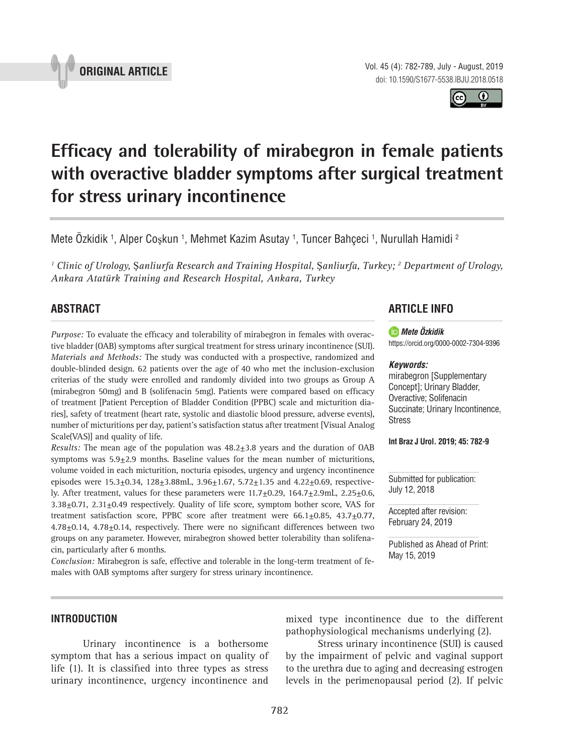ORIGINAL ARTICLE

doi: 10.1590/S1677-5538.IBJU.2018.0518

# Efficacy and tolerability of mirabegron in female patients with overactive bladder symptoms after surgical treatment for stress urinary incontinence

Mete Özkidik [1], Alper Coşkun [1], Mehmet Kazim Asutay [1], Tuncer Bahçeci [1], Nurullah Hamidi [2]

*[1] Clinic of Urology, Şanliurfa Research and Training Hospital, Şanliurfa, Turkey; [2] Department of Urology, Ankara Atatürk Training and Research Hospital, Ankara, Turkey*

## ABSTRACT

*Purpose:* To evaluate the efficacy and tolerability of mirabegron in females with overactive bladder (OAB) symptoms after surgical treatment for stress urinary incontinence (SUI).

*Materials and Methods:* The study was conducted with a prospective, randomized and double-blinded design. 62 patients over the age of 40 who met the inclusion-exclusion criterias of the study were enrolled and randomly divided into two groups as Group A (mirabegron 50mg) and B (solifenacin 5mg). Patients were compared based on efficacy of treatment [Patient Perception of Bladder Condition (PPBC) scale and micturition diaries], safety of treatment (heart rate, systolic and diastolic blood pressure, adverse events), number of micturitions per day, patient's satisfaction status after treatment [Visual Analog Scale(VAS)] and quality of life.

*Results:* The mean age of the population was 48.2±3.8 years and the duration of OAB symptoms was 5.9±2.9 months. Baseline values for the mean number of micturitions, volume voided in each micturition, nocturia episodes, urgency and urgency incontinence episodes were 15.3±0.34, 128±3.88mL, 3.96±1.67, 5.72±1.35 and 4.22±0.69, respectively. After treatment, values for these parameters were 11.7±0.29, 164.7±2.9mL, 2.25±0.6, 3.38±0.71, 2.31±0.49 respectively. Quality of life score, symptom bother score, VAS for treatment satisfaction score, PPBC score after treatment were 66.1±0.85, 43.7±0.77, 4.78±0.14, 4.78±0.14, respectively. There were no significant differences between two groups on any parameter. However, mirabegron showed better tolerability than solifenacin, particularly after 6 months.

*Conclusion:* Mirabegron is safe, effective and tolerable in the long-term treatment of females with OAB symptoms after surgery for stress urinary incontinence.

## ARTICLE INFO

***Mete Özkidik***
https://orcid.org/0000-0002-7304-9396

***Keywords:***
mirabegron [Supplementary Concept]; Urinary Bladder, Overactive; Solifenacin Succinate; Urinary Incontinence, Stress

**Int Braz J Urol. 2019; 45: 782-9**

Submitted for publication:
July 12, 2018

Accepted after revision:
February 24, 2019

Published as Ahead of Print:
May 15, 2019

## INTRODUCTION

Urinary incontinence is a bothersome symptom that has a serious impact on quality of life (1). It is classified into three types as stress urinary incontinence, urgency incontinence and mixed type incontinence due to the different pathophysiological mechanisms underlying (2).

Stress urinary incontinence (SUI) is caused by the impairment of pelvic and vaginal support to the urethra due to aging and decreasing estrogen levels in the perimenopausal period (2). If pelvic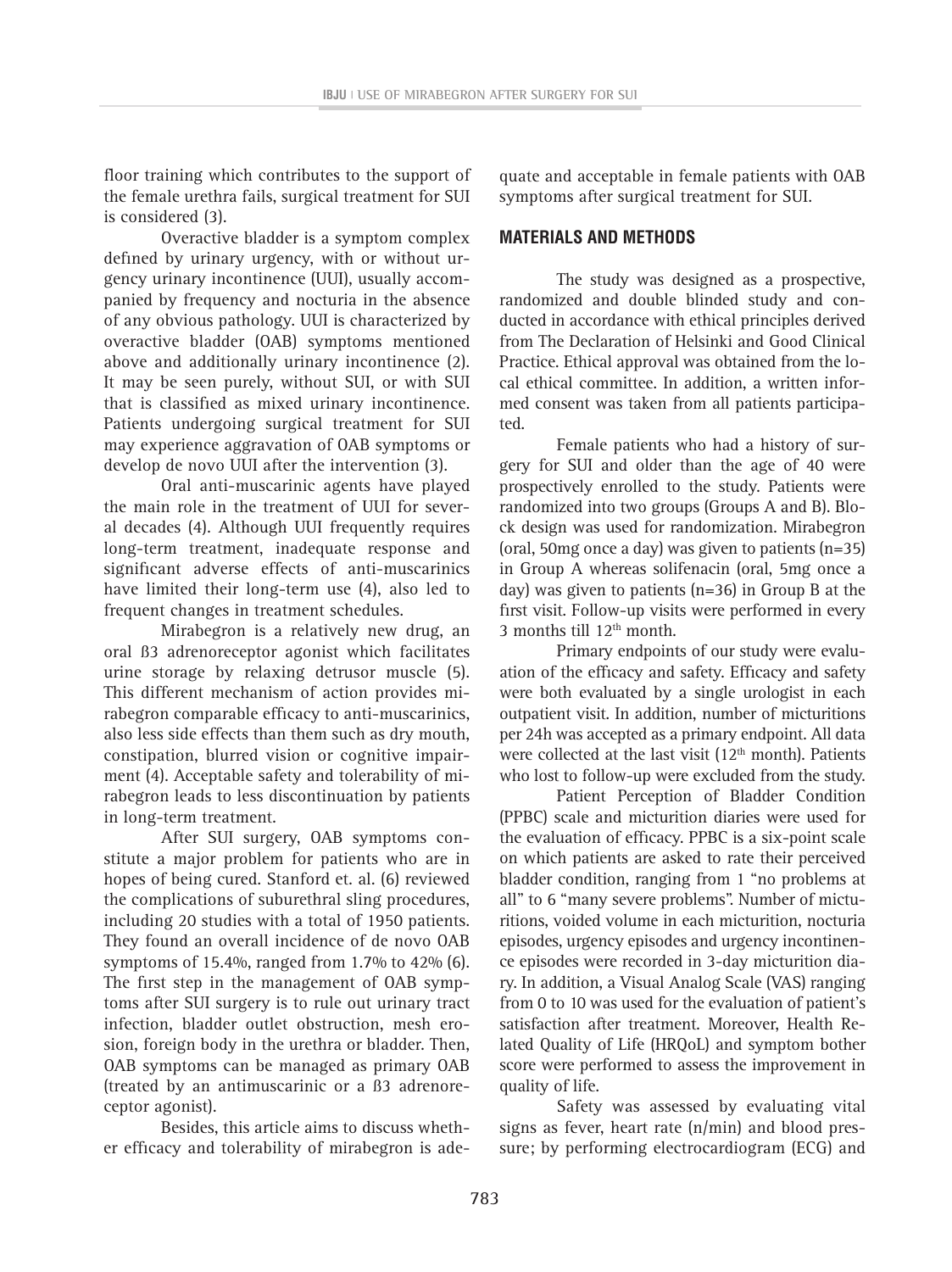floor training which contributes to the support of the female urethra fails, surgical treatment for SUI is considered (3).

Overactive bladder is a symptom complex defined by urinary urgency, with or without urgency urinary incontinence (UUI), usually accompanied by frequency and nocturia in the absence of any obvious pathology. UUI is characterized by overactive bladder (OAB) symptoms mentioned above and additionally urinary incontinence (2). It may be seen purely, without SUI, or with SUI that is classified as mixed urinary incontinence. Patients undergoing surgical treatment for SUI may experience aggravation of OAB symptoms or develop de novo UUI after the intervention (3).

Oral anti-muscarinic agents have played the main role in the treatment of UUI for several decades (4). Although UUI frequently requires long-term treatment, inadequate response and significant adverse effects of anti-muscarinics have limited their long-term use (4), also led to frequent changes in treatment schedules.

Mirabegron is a relatively new drug, an oral ß3 adrenoreceptor agonist which facilitates urine storage by relaxing detrusor muscle (5). This different mechanism of action provides mirabegron comparable efficacy to anti-muscarinics, also less side effects than them such as dry mouth, constipation, blurred vision or cognitive impairment (4). Acceptable safety and tolerability of mirabegron leads to less discontinuation by patients in long-term treatment.

After SUI surgery, OAB symptoms constitute a major problem for patients who are in hopes of being cured. Stanford et. al. (6) reviewed the complications of suburethral sling procedures, including 20 studies with a total of 1950 patients. They found an overall incidence of de novo OAB symptoms of 15.4%, ranged from 1.7% to 42% (6). The first step in the management of OAB symptoms after SUI surgery is to rule out urinary tract infection, bladder outlet obstruction, mesh erosion, foreign body in the urethra or bladder. Then, OAB symptoms can be managed as primary OAB (treated by an antimuscarinic or a ß3 adrenoreceptor agonist).

Besides, this article aims to discuss whether efficacy and tolerability of mirabegron is adequate and acceptable in female patients with OAB symptoms after surgical treatment for SUI.

## MATERIALS AND METHODS

The study was designed as a prospective, randomized and double blinded study and conducted in accordance with ethical principles derived from The Declaration of Helsinki and Good Clinical Practice. Ethical approval was obtained from the local ethical committee. In addition, a written informed consent was taken from all patients participated.

Female patients who had a history of surgery for SUI and older than the age of 40 were prospectively enrolled to the study. Patients were randomized into two groups (Groups A and B). Block design was used for randomization. Mirabegron (oral, 50mg once a day) was given to patients (n=35) in Group A whereas solifenacin (oral, 5mg once a day) was given to patients (n=36) in Group B at the first visit. Follow-up visits were performed in every 3 months till 12th month.

Primary endpoints of our study were evaluation of the efficacy and safety. Efficacy and safety were both evaluated by a single urologist in each outpatient visit. In addition, number of micturitions per 24h was accepted as a primary endpoint. All data were collected at the last visit (12th month). Patients who lost to follow-up were excluded from the study.

Patient Perception of Bladder Condition (PPBC) scale and micturition diaries were used for the evaluation of efficacy. PPBC is a six-point scale on which patients are asked to rate their perceived bladder condition, ranging from 1 "no problems at all" to 6 "many severe problems". Number of micturitions, voided volume in each micturition, nocturia episodes, urgency episodes and urgency incontinence episodes were recorded in 3-day micturition diary. In addition, a Visual Analog Scale (VAS) ranging from 0 to 10 was used for the evaluation of patient's satisfaction after treatment. Moreover, Health Related Quality of Life (HRQoL) and symptom bother score were performed to assess the improvement in quality of life.

Safety was assessed by evaluating vital signs as fever, heart rate (n/min) and blood pressure; by performing electrocardiogram (ECG) and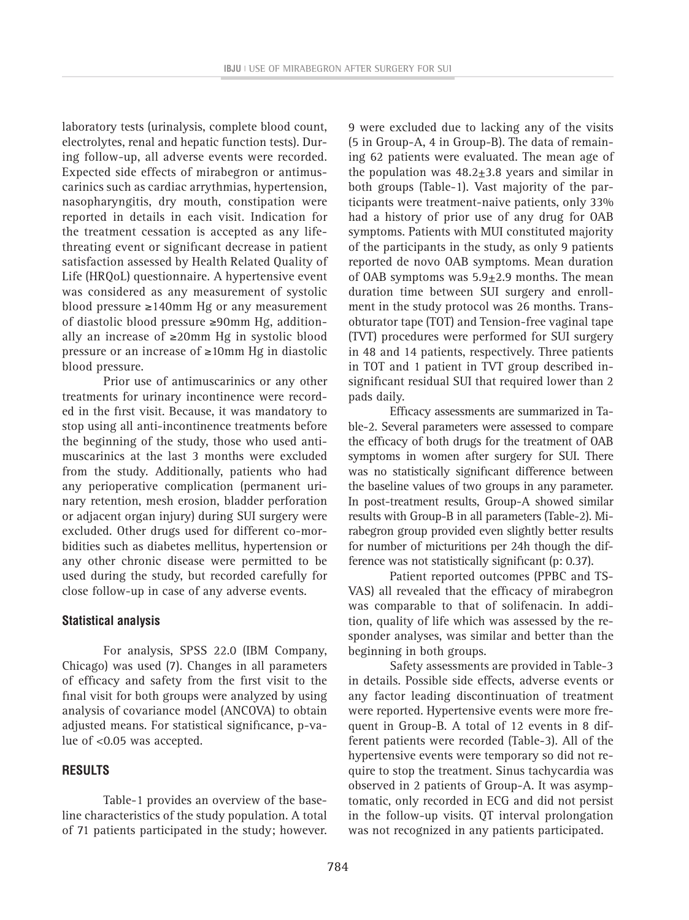laboratory tests (urinalysis, complete blood count, electrolytes, renal and hepatic function tests). During follow-up, all adverse events were recorded. Expected side effects of mirabegron or antimuscarinics such as cardiac arrythmias, hypertension, nasopharyngitis, dry mouth, constipation were reported in details in each visit. Indication for the treatment cessation is accepted as any life-threating event or significant decrease in patient satisfaction assessed by Health Related Quality of Life (HRQoL) questionnaire. A hypertensive event was considered as any measurement of systolic blood pressure ≥140mm Hg or any measurement of diastolic blood pressure ≥90mm Hg, additionally an increase of ≥20mm Hg in systolic blood pressure or an increase of ≥10mm Hg in diastolic blood pressure.

Prior use of antimuscarinics or any other treatments for urinary incontinence were recorded in the first visit. Because, it was mandatory to stop using all anti-incontinence treatments before the beginning of the study, those who used antimuscarinics at the last 3 months were excluded from the study. Additionally, patients who had any perioperative complication (permanent urinary retention, mesh erosion, bladder perforation or adjacent organ injury) during SUI surgery were excluded. Other drugs used for different co-morbidities such as diabetes mellitus, hypertension or any other chronic disease were permitted to be used during the study, but recorded carefully for close follow-up in case of any adverse events.

### Statistical analysis

For analysis, SPSS 22.0 (IBM Company, Chicago) was used (7). Changes in all parameters of efficacy and safety from the first visit to the final visit for both groups were analyzed by using analysis of covariance model (ANCOVA) to obtain adjusted means. For statistical significance, p-value of <0.05 was accepted.

## RESULTS

Table-1 provides an overview of the baseline characteristics of the study population. A total of 71 patients participated in the study; however. 9 were excluded due to lacking any of the visits (5 in Group-A, 4 in Group-B). The data of remaining 62 patients were evaluated. The mean age of the population was 48.2±3.8 years and similar in both groups (Table-1). Vast majority of the participants were treatment-naive patients, only 33% had a history of prior use of any drug for OAB symptoms. Patients with MUI constituted majority of the participants in the study, as only 9 patients reported de novo OAB symptoms. Mean duration of OAB symptoms was 5.9±2.9 months. The mean duration time between SUI surgery and enrollment in the study protocol was 26 months. Transobturator tape (TOT) and Tension-free vaginal tape (TVT) procedures were performed for SUI surgery in 48 and 14 patients, respectively. Three patients in TOT and 1 patient in TVT group described insignificant residual SUI that required lower than 2 pads daily.

Efficacy assessments are summarized in Table-2. Several parameters were assessed to compare the efficacy of both drugs for the treatment of OAB symptoms in women after surgery for SUI. There was no statistically significant difference between the baseline values of two groups in any parameter. In post-treatment results, Group-A showed similar results with Group-B in all parameters (Table-2). Mirabegron group provided even slightly better results for number of micturitions per 24h though the difference was not statistically significant (p: 0.37).

Patient reported outcomes (PPBC and TS-VAS) all revealed that the efficacy of mirabegron was comparable to that of solifenacin. In addition, quality of life which was assessed by the responder analyses, was similar and better than the beginning in both groups.

Safety assessments are provided in Table-3 in details. Possible side effects, adverse events or any factor leading discontinuation of treatment were reported. Hypertensive events were more frequent in Group-B. A total of 12 events in 8 different patients were recorded (Table-3). All of the hypertensive events were temporary so did not require to stop the treatment. Sinus tachycardia was observed in 2 patients of Group-A. It was asymptomatic, only recorded in ECG and did not persist in the follow-up visits. QT interval prolongation was not recognized in any patients participated.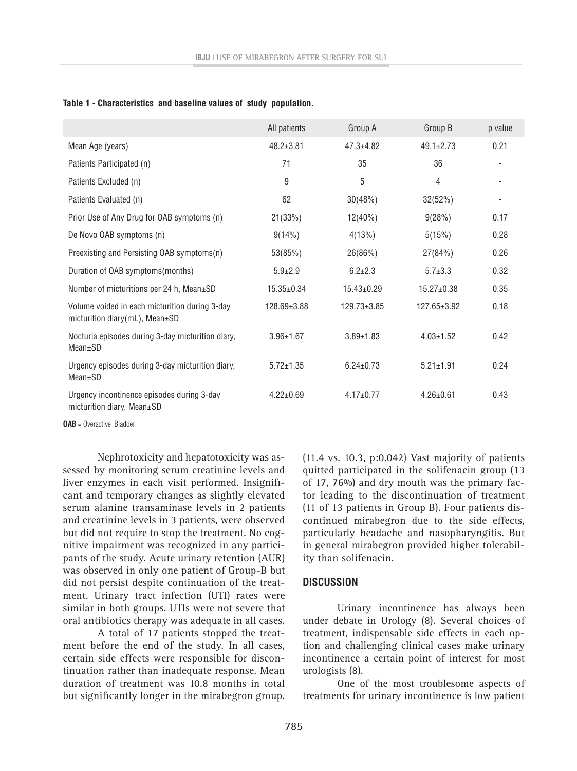**Table 1 - Characteristics and baseline values of study population.**

| | All patients | Group A | Group B | p value |
|---|---|---|---|---|
| Mean Age (years) | 48.2±3.81 | 47.3±4.82 | 49.1±2.73 | 0.21 |
| Patients Participated (n) | 71 | 35 | 36 | - |
| Patients Excluded (n) | 9 | 5 | 4 | - |
| Patients Evaluated (n) | 62 | 30(48%) | 32(52%) | - |
| Prior Use of Any Drug for OAB symptoms (n) | 21(33%) | 12(40%) | 9(28%) | 0.17 |
| De Novo OAB symptoms (n) | 9(14%) | 4(13%) | 5(15%) | 0.28 |
| Preexisting and Persisting OAB symptoms(n) | 53(85%) | 26(86%) | 27(84%) | 0.26 |
| Duration of OAB symptoms(months) | 5.9±2.9 | 6.2±2.3 | 5.7±3.3 | 0.32 |
| Number of micturitions per 24 h, Mean±SD | 15.35±0.34 | 15.43±0.29 | 15.27±0.38 | 0.35 |
| Volume voided in each micturition during 3-day micturition diary(mL), Mean±SD | 128.69±3.88 | 129.73±3.85 | 127.65±3.92 | 0.18 |
| Nocturia episodes during 3-day micturition diary, Mean±SD | 3.96±1.67 | 3.89±1.83 | 4.03±1.52 | 0.42 |
| Urgency episodes during 3-day micturition diary, Mean±SD | 5.72±1.35 | 6.24±0.73 | 5.21±1.91 | 0.24 |
| Urgency incontinence episodes during 3-day micturition diary, Mean±SD | 4.22±0.69 | 4.17±0.77 | 4.26±0.61 | 0.43 |

**OAB** = Overactive Bladder

Nephrotoxicity and hepatotoxicity was assessed by monitoring serum creatinine levels and liver enzymes in each visit performed. Insignificant and temporary changes as slightly elevated serum alanine transaminase levels in 2 patients and creatinine levels in 3 patients, were observed but did not require to stop the treatment. No cognitive impairment was recognized in any participants of the study. Acute urinary retention (AUR) was observed in only one patient of Group-B but did not persist despite continuation of the treatment. Urinary tract infection (UTI) rates were similar in both groups. UTIs were not severe that oral antibiotics therapy was adequate in all cases.

A total of 17 patients stopped the treatment before the end of the study. In all cases, certain side effects were responsible for discontinuation rather than inadequate response. Mean duration of treatment was 10.8 months in total but significantly longer in the mirabegron group. (11.4 vs. 10.3, p:0.042) Vast majority of patients quitted participated in the solifenacin group (13 of 17, 76%) and dry mouth was the primary factor leading to the discontinuation of treatment (11 of 13 patients in Group B). Four patients discontinued mirabegron due to the side effects, particularly headache and nasopharyngitis. But in general mirabegron provided higher tolerability than solifenacin.

## DISCUSSION

Urinary incontinence has always been under debate in Urology (8). Several choices of treatment, indispensable side effects in each option and challenging clinical cases make urinary incontinence a certain point of interest for most urologists (8).

One of the most troublesome aspects of treatments for urinary incontinence is low patient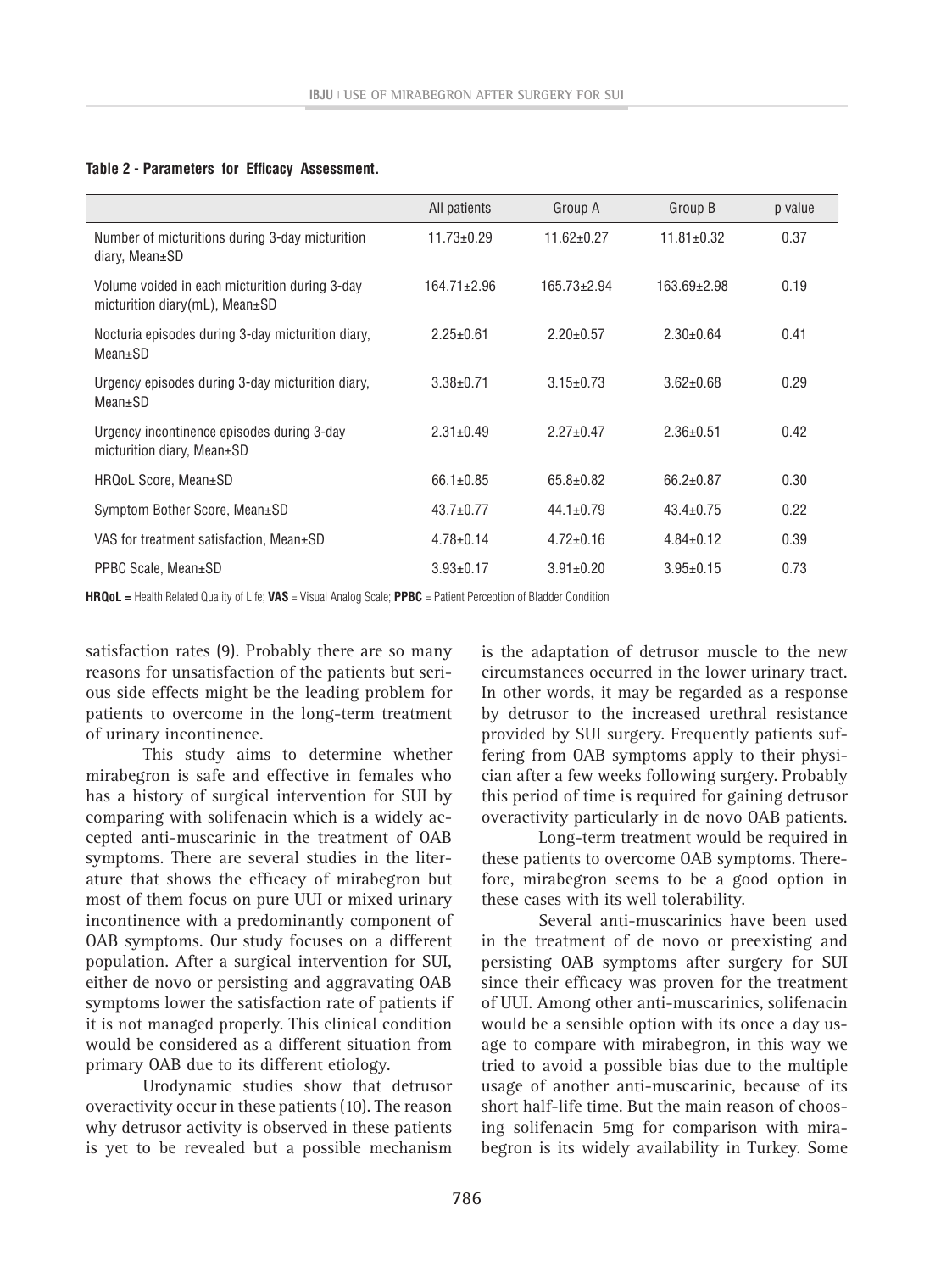**Table 2 - Parameters for Efficacy Assessment.**

| | All patients | Group A | Group B | p value |
|---|---|---|---|---|
| Number of micturitions during 3-day micturition diary, Mean±SD | 11.73±0.29 | 11.62±0.27 | 11.81±0.32 | 0.37 |
| Volume voided in each micturition during 3-day micturition diary(mL), Mean±SD | 164.71±2.96 | 165.73±2.94 | 163.69±2.98 | 0.19 |
| Nocturia episodes during 3-day micturition diary, Mean±SD | 2.25±0.61 | 2.20±0.57 | 2.30±0.64 | 0.41 |
| Urgency episodes during 3-day micturition diary, Mean±SD | 3.38±0.71 | 3.15±0.73 | 3.62±0.68 | 0.29 |
| Urgency incontinence episodes during 3-day micturition diary, Mean±SD | 2.31±0.49 | 2.27±0.47 | 2.36±0.51 | 0.42 |
| HRQoL Score, Mean±SD | 66.1±0.85 | 65.8±0.82 | 66.2±0.87 | 0.30 |
| Symptom Bother Score, Mean±SD | 43.7±0.77 | 44.1±0.79 | 43.4±0.75 | 0.22 |
| VAS for treatment satisfaction, Mean±SD | 4.78±0.14 | 4.72±0.16 | 4.84±0.12 | 0.39 |
| PPBC Scale, Mean±SD | 3.93±0.17 | 3.91±0.20 | 3.95±0.15 | 0.73 |

**HRQoL =** Health Related Quality of Life; **VAS** = Visual Analog Scale; **PPBC** = Patient Perception of Bladder Condition

satisfaction rates (9). Probably there are so many reasons for unsatisfaction of the patients but serious side effects might be the leading problem for patients to overcome in the long-term treatment of urinary incontinence.

This study aims to determine whether mirabegron is safe and effective in females who has a history of surgical intervention for SUI by comparing with solifenacin which is a widely accepted anti-muscarinic in the treatment of OAB symptoms. There are several studies in the literature that shows the efficacy of mirabegron but most of them focus on pure UUI or mixed urinary incontinence with a predominantly component of OAB symptoms. Our study focuses on a different population. After a surgical intervention for SUI, either de novo or persisting and aggravating OAB symptoms lower the satisfaction rate of patients if it is not managed properly. This clinical condition would be considered as a different situation from primary OAB due to its different etiology.

Urodynamic studies show that detrusor overactivity occur in these patients (10). The reason why detrusor activity is observed in these patients is yet to be revealed but a possible mechanism is the adaptation of detrusor muscle to the new circumstances occurred in the lower urinary tract. In other words, it may be regarded as a response by detrusor to the increased urethral resistance provided by SUI surgery. Frequently patients suffering from OAB symptoms apply to their physician after a few weeks following surgery. Probably this period of time is required for gaining detrusor overactivity particularly in de novo OAB patients.

Long-term treatment would be required in these patients to overcome OAB symptoms. Therefore, mirabegron seems to be a good option in these cases with its well tolerability.

Several anti-muscarinics have been used in the treatment of de novo or preexisting and persisting OAB symptoms after surgery for SUI since their efficacy was proven for the treatment of UUI. Among other anti-muscarinics, solifenacin would be a sensible option with its once a day usage to compare with mirabegron, in this way we tried to avoid a possible bias due to the multiple usage of another anti-muscarinic, because of its short half-life time. But the main reason of choosing solifenacin 5mg for comparison with mirabegron is its widely availability in Turkey. Some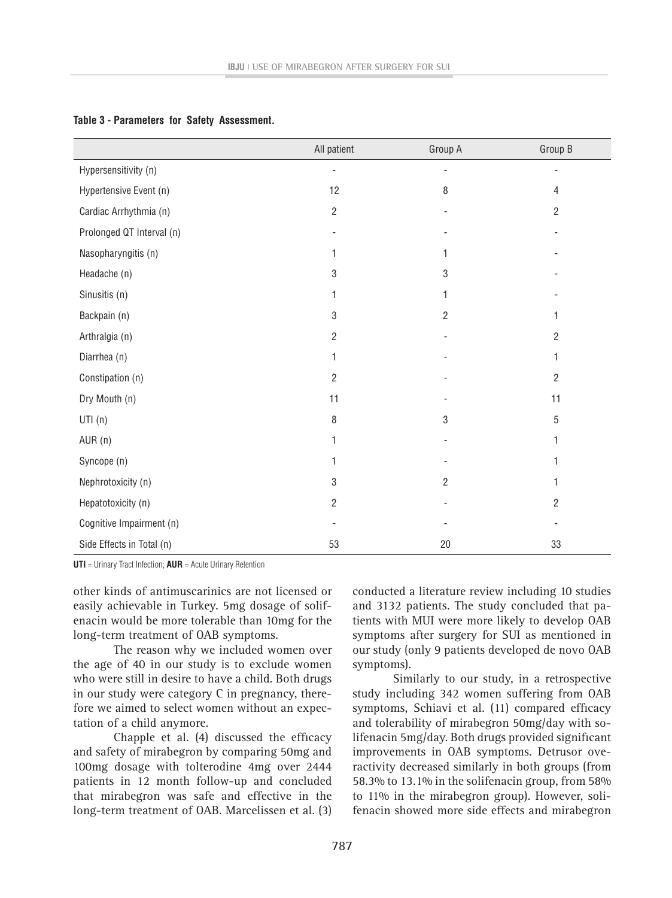**Table 3 - Parameters for Safety Assessment.**

| | All patient | Group A | Group B |
|---|---|---|---|
| Hypersensitivity (n) | - | - | - |
| Hypertensive Event (n) | 12 | 8 | 4 |
| Cardiac Arrhythmia (n) | 2 | - | 2 |
| Prolonged QT Interval (n) | - | - | - |
| Nasopharyngitis (n) | 1 | 1 | - |
| Headache (n) | 3 | 3 | - |
| Sinusitis (n) | 1 | 1 | - |
| Backpain (n) | 3 | 2 | 1 |
| Arthralgia (n) | 2 | - | 2 |
| Diarrhea (n) | 1 | - | 1 |
| Constipation (n) | 2 | - | 2 |
| Dry Mouth (n) | 11 | - | 11 |
| UTI (n) | 8 | 3 | 5 |
| AUR (n) | 1 | - | 1 |
| Syncope (n) | 1 | - | 1 |
| Nephrotoxicity (n) | 3 | 2 | 1 |
| Hepatotoxicity (n) | 2 | - | 2 |
| Cognitive Impairment (n) | - | - | - |
| Side Effects in Total (n) | 53 | 20 | 33 |

**UTI** = Urinary Tract Infection; **AUR** = Acute Urinary Retention

other kinds of antimuscarinics are not licensed or easily achievable in Turkey. 5mg dosage of solifenacin would be more tolerable than 10mg for the long-term treatment of OAB symptoms.

The reason why we included women over the age of 40 in our study is to exclude women who were still in desire to have a child. Both drugs in our study were category C in pregnancy, therefore we aimed to select women without an expectation of a child anymore.

Chapple et al. (4) discussed the efficacy and safety of mirabegron by comparing 50mg and 100mg dosage with tolterodine 4mg over 2444 patients in 12 month follow-up and concluded that mirabegron was safe and effective in the long-term treatment of OAB. Marcelissen et al. (3) conducted a literature review including 10 studies and 3132 patients. The study concluded that patients with MUI were more likely to develop OAB symptoms after surgery for SUI as mentioned in our study (only 9 patients developed de novo OAB symptoms).

Similarly to our study, in a retrospective study including 342 women suffering from OAB symptoms, Schiavi et al. (11) compared efficacy and tolerability of mirabegron 50mg/day with solifenacin 5mg/day. Both drugs provided significant improvements in OAB symptoms. Detrusor overactivity decreased similarly in both groups (from 58.3% to 13.1% in the solifenacin group, from 58% to 11% in the mirabegron group). However, solifenacin showed more side effects and mirabegron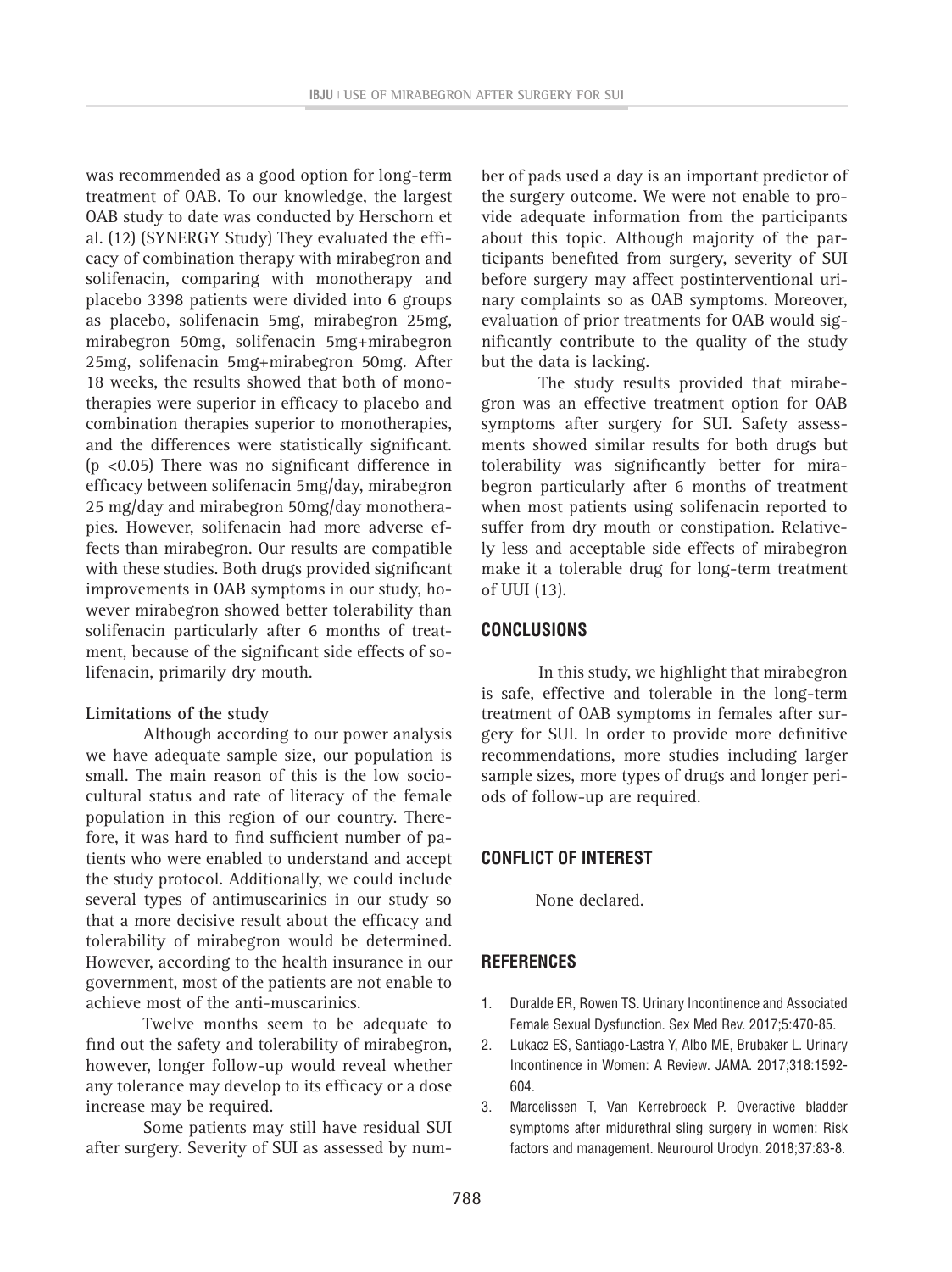was recommended as a good option for long-term treatment of OAB. To our knowledge, the largest OAB study to date was conducted by Herschorn et al. (12) (SYNERGY Study) They evaluated the efficacy of combination therapy with mirabegron and solifenacin, comparing with monotherapy and placebo 3398 patients were divided into 6 groups as placebo, solifenacin 5mg, mirabegron 25mg, mirabegron 50mg, solifenacin 5mg+mirabegron 25mg, solifenacin 5mg+mirabegron 50mg. After 18 weeks, the results showed that both of monotherapies were superior in efficacy to placebo and combination therapies superior to monotherapies, and the differences were statistically significant. ($p < 0.05$) There was no significant difference in efficacy between solifenacin 5mg/day, mirabegron 25 mg/day and mirabegron 50mg/day monotherapies. However, solifenacin had more adverse effects than mirabegron. Our results are compatible with these studies. Both drugs provided significant improvements in OAB symptoms in our study, however mirabegron showed better tolerability than solifenacin particularly after 6 months of treatment, because of the significant side effects of solifenacin, primarily dry mouth.

**Limitations of the study**

Although according to our power analysis we have adequate sample size, our population is small. The main reason of this is the low sociocultural status and rate of literacy of the female population in this region of our country. Therefore, it was hard to find sufficient number of patients who were enabled to understand and accept the study protocol. Additionally, we could include several types of antimuscarinics in our study so that a more decisive result about the efficacy and tolerability of mirabegron would be determined. However, according to the health insurance in our government, most of the patients are not enable to achieve most of the anti-muscarinics.

Twelve months seem to be adequate to find out the safety and tolerability of mirabegron, however, longer follow-up would reveal whether any tolerance may develop to its efficacy or a dose increase may be required.

Some patients may still have residual SUI after surgery. Severity of SUI as assessed by number of pads used a day is an important predictor of the surgery outcome. We were not enable to provide adequate information from the participants about this topic. Although majority of the participants benefited from surgery, severity of SUI before surgery may affect postinterventional urinary complaints so as OAB symptoms. Moreover, evaluation of prior treatments for OAB would significantly contribute to the quality of the study but the data is lacking.

The study results provided that mirabegron was an effective treatment option for OAB symptoms after surgery for SUI. Safety assessments showed similar results for both drugs but tolerability was significantly better for mirabegron particularly after 6 months of treatment when most patients using solifenacin reported to suffer from dry mouth or constipation. Relatively less and acceptable side effects of mirabegron make it a tolerable drug for long-term treatment of UUI (13).

## CONCLUSIONS

In this study, we highlight that mirabegron is safe, effective and tolerable in the long-term treatment of OAB symptoms in females after surgery for SUI. In order to provide more definitive recommendations, more studies including larger sample sizes, more types of drugs and longer periods of follow-up are required.

## CONFLICT OF INTEREST

None declared.

## REFERENCES

1. Duralde ER, Rowen TS. Urinary Incontinence and Associated Female Sexual Dysfunction. Sex Med Rev. 2017;5:470-85.
2. Lukacz ES, Santiago-Lastra Y, Albo ME, Brubaker L. Urinary Incontinence in Women: A Review. JAMA. 2017;318:1592-604.
3. Marcelissen T, Van Kerrebroeck P. Overactive bladder symptoms after midurethral sling surgery in women: Risk factors and management. Neurourol Urodyn. 2018;37:83-8.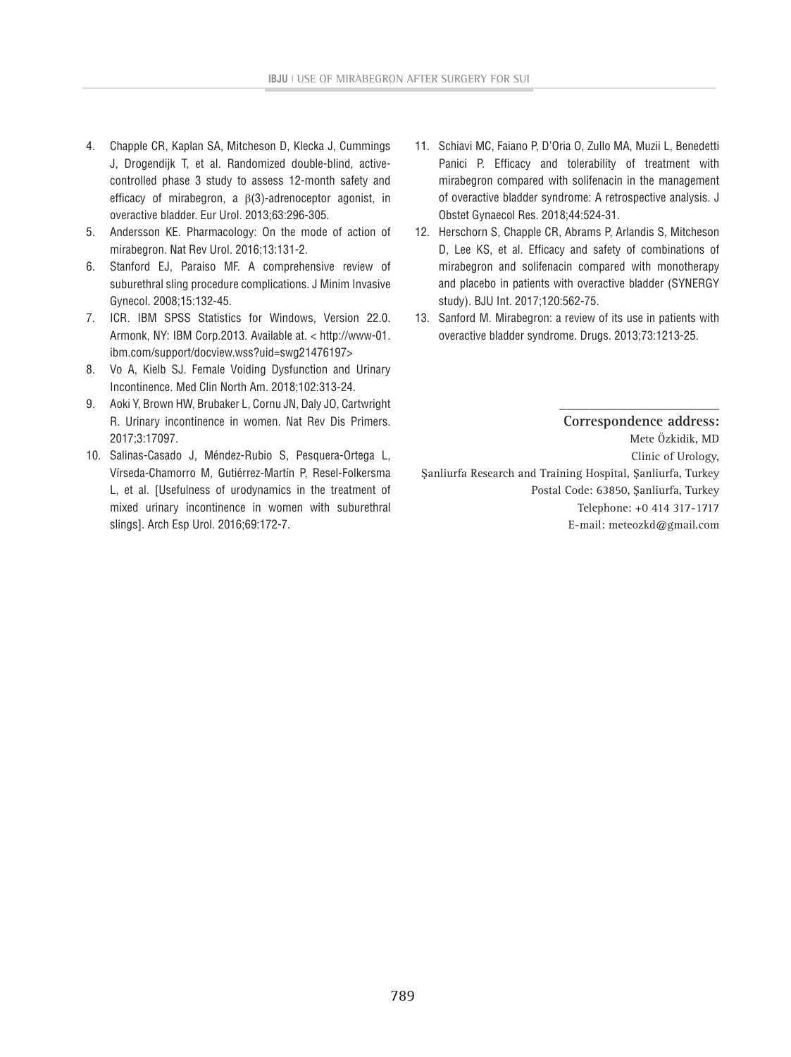4. Chapple CR, Kaplan SA, Mitcheson D, Klecka J, Cummings J, Drogendijk T, et al. Randomized double-blind, active-controlled phase 3 study to assess 12-month safety and efficacy of mirabegron, a β(3)-adrenoceptor agonist, in overactive bladder. Eur Urol. 2013;63:296-305.
5. Andersson KE. Pharmacology: On the mode of action of mirabegron. Nat Rev Urol. 2016;13:131-2.
6. Stanford EJ, Paraiso MF. A comprehensive review of suburethral sling procedure complications. J Minim Invasive Gynecol. 2008;15:132-45.
7. ICR. IBM SPSS Statistics for Windows, Version 22.0. Armonk, NY: IBM Corp.2013. Available at. < http://www-01.ibm.com/support/docview.wss?uid=swg21476197>
8. Vo A, Kielb SJ. Female Voiding Dysfunction and Urinary Incontinence. Med Clin North Am. 2018;102:313-24.
9. Aoki Y, Brown HW, Brubaker L, Cornu JN, Daly JO, Cartwright R. Urinary incontinence in women. Nat Rev Dis Primers. 2017;3:17097.
10. Salinas-Casado J, Méndez-Rubio S, Pesquera-Ortega L, Vírseda-Chamorro M, Gutiérrez-Martín P, Resel-Folkersma L, et al. [Usefulness of urodynamics in the treatment of mixed urinary incontinence in women with suburethral slings]. Arch Esp Urol. 2016;69:172-7.
11. Schiavi MC, Faiano P, D'Oria O, Zullo MA, Muzii L, Benedetti Panici P. Efficacy and tolerability of treatment with mirabegron compared with solifenacin in the management of overactive bladder syndrome: A retrospective analysis. J Obstet Gynaecol Res. 2018;44:524-31.
12. Herschorn S, Chapple CR, Abrams P, Arlandis S, Mitcheson D, Lee KS, et al. Efficacy and safety of combinations of mirabegron and solifenacin compared with monotherapy and placebo in patients with overactive bladder (SYNERGY study). BJU Int. 2017;120:562-75.
13. Sanford M. Mirabegron: a review of its use in patients with overactive bladder syndrome. Drugs. 2013;73:1213-25.

**Correspondence address:**

Mete Özkidik, MD
Clinic of Urology,
Şanliurfa Research and Training Hospital, Şanliurfa, Turkey
Postal Code: 63850, Şanliurfa, Turkey
Telephone: +0 414 317-1717
E-mail: meteozkd@gmail.com